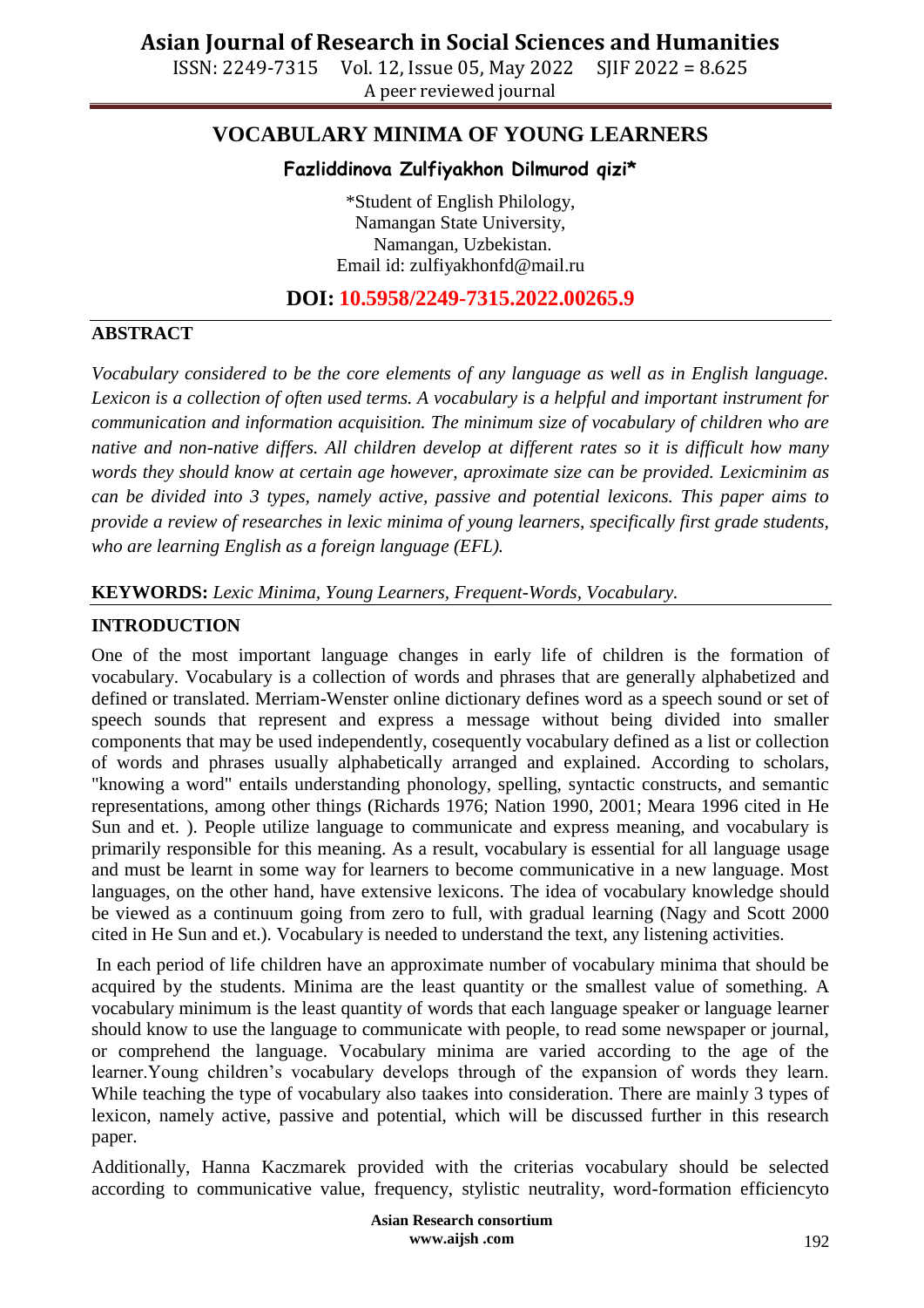# VOCABULARY MINIMA OF YOUNG LEARNERS

**Fazliddinova Zulfiyakhon Dilmurod qizi***

*Student of English Philology,
Namangan State University,
Namangan, Uzbekistan.
Email id: zulfiyakhonfd@mail.ru

**DOI: 10.5958/2249-7315.2022.00265.9**

## ABSTRACT

*Vocabulary considered to be the core elements of any language as well as in English language. Lexicon is a collection of often used terms. A vocabulary is a helpful and important instrument for communication and information acquisition. The minimum size of vocabulary of children who are native and non-native differs. All children develop at different rates so it is difficult how many words they should know at certain age however, aproximate size can be provided. Lexicminim as can be divided into 3 types, namely active, passive and potential lexicons. This paper aims to provide a review of researches in lexic minima of young learners, specifically first grade students, who are learning English as a foreign language (EFL).*

**KEYWORDS:** *Lexic Minima, Young Learners, Frequent-Words, Vocabulary.*

## INTRODUCTION

One of the most important language changes in early life of children is the formation of vocabulary. Vocabulary is a collection of words and phrases that are generally alphabetized and defined or translated. Merriam-Wenster online dictionary defines word as a speech sound or set of speech sounds that represent and express a message without being divided into smaller components that may be used independently, cosequently vocabulary defined as a list or collection of words and phrases usually alphabetically arranged and explained. According to scholars, "knowing a word" entails understanding phonology, spelling, syntactic constructs, and semantic representations, among other things (Richards 1976; Nation 1990, 2001; Meara 1996 cited in He Sun and et. ). People utilize language to communicate and express meaning, and vocabulary is primarily responsible for this meaning. As a result, vocabulary is essential for all language usage and must be learnt in some way for learners to become communicative in a new language. Most languages, on the other hand, have extensive lexicons. The idea of vocabulary knowledge should be viewed as a continuum going from zero to full, with gradual learning (Nagy and Scott 2000 cited in He Sun and et.). Vocabulary is needed to understand the text, any listening activities.

In each period of life children have an approximate number of vocabulary minima that should be acquired by the students. Minima are the least quantity or the smallest value of something. A vocabulary minimum is the least quantity of words that each language speaker or language learner should know to use the language to communicate with people, to read some newspaper or journal, or comprehend the language. Vocabulary minima are varied according to the age of the learner.Young children's vocabulary develops through of the expansion of words they learn. While teaching the type of vocabulary also taakes into consideration. There are mainly 3 types of lexicon, namely active, passive and potential, which will be discussed further in this research paper.

Additionally, Hanna Kaczmarek provided with the criterias vocabulary should be selected according to communicative value, frequency, stylistic neutrality, word-formation efficiencyto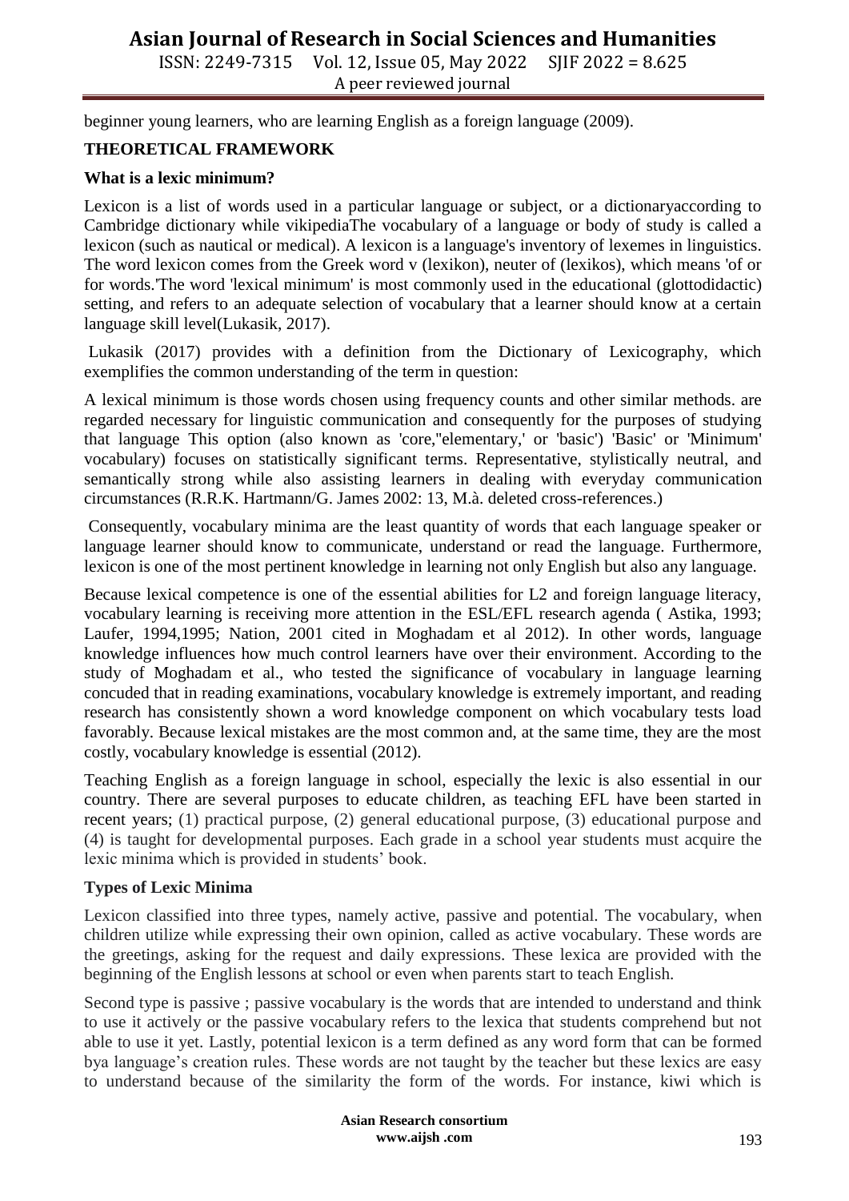beginner young learners, who are learning English as a foreign language (2009).

## THEORETICAL FRAMEWORK

### What is a lexic minimum?

Lexicon is a list of words used in a particular language or subject, or a dictionaryaccording to Cambridge dictionary while vikipediaThe vocabulary of a language or body of study is called a lexicon (such as nautical or medical). A lexicon is a language's inventory of lexemes in linguistics. The word lexicon comes from the Greek word v (lexikon), neuter of (lexikos), which means 'of or for words.'The word 'lexical minimum' is most commonly used in the educational (glottodidactic) setting, and refers to an adequate selection of vocabulary that a learner should know at a certain language skill level(Lukasik, 2017).

Lukasik (2017) provides with a definition from the Dictionary of Lexicography, which exemplifies the common understanding of the term in question:

A lexical minimum is those words chosen using frequency counts and other similar methods. are regarded necessary for linguistic communication and consequently for the purposes of studying that language This option (also known as 'core,''elementary,' or 'basic') 'Basic' or 'Minimum' vocabulary) focuses on statistically significant terms. Representative, stylistically neutral, and semantically strong while also assisting learners in dealing with everyday communication circumstances (R.R.K. Hartmann/G. James 2002: 13, M.à. deleted cross-references.)

Consequently, vocabulary minima are the least quantity of words that each language speaker or language learner should know to communicate, understand or read the language. Furthermore, lexicon is one of the most pertinent knowledge in learning not only English but also any language.

Because lexical competence is one of the essential abilities for L2 and foreign language literacy, vocabulary learning is receiving more attention in the ESL/EFL research agenda ( Astika, 1993; Laufer, 1994,1995; Nation, 2001 cited in Moghadam et al 2012). In other words, language knowledge influences how much control learners have over their environment. According to the study of Moghadam et al., who tested the significance of vocabulary in language learning concuded that in reading examinations, vocabulary knowledge is extremely important, and reading research has consistently shown a word knowledge component on which vocabulary tests load favorably. Because lexical mistakes are the most common and, at the same time, they are the most costly, vocabulary knowledge is essential (2012).

Teaching English as a foreign language in school, especially the lexic is also essential in our country. There are several purposes to educate children, as teaching EFL have been started in recent years; (1) practical purpose, (2) general educational purpose, (3) educational purpose and (4) is taught for developmental purposes. Each grade in a school year students must acquire the lexic minima which is provided in students' book.

### Types of Lexic Minima

Lexicon classified into three types, namely active, passive and potential. The vocabulary, when children utilize while expressing their own opinion, called as active vocabulary. These words are the greetings, asking for the request and daily expressions. These lexica are provided with the beginning of the English lessons at school or even when parents start to teach English.

Second type is passive ; passive vocabulary is the words that are intended to understand and think to use it actively or the passive vocabulary refers to the lexica that students comprehend but not able to use it yet. Lastly, potential lexicon is a term defined as any word form that can be formed bya language's creation rules. These words are not taught by the teacher but these lexics are easy to understand because of the similarity the form of the words. For instance, kiwi which is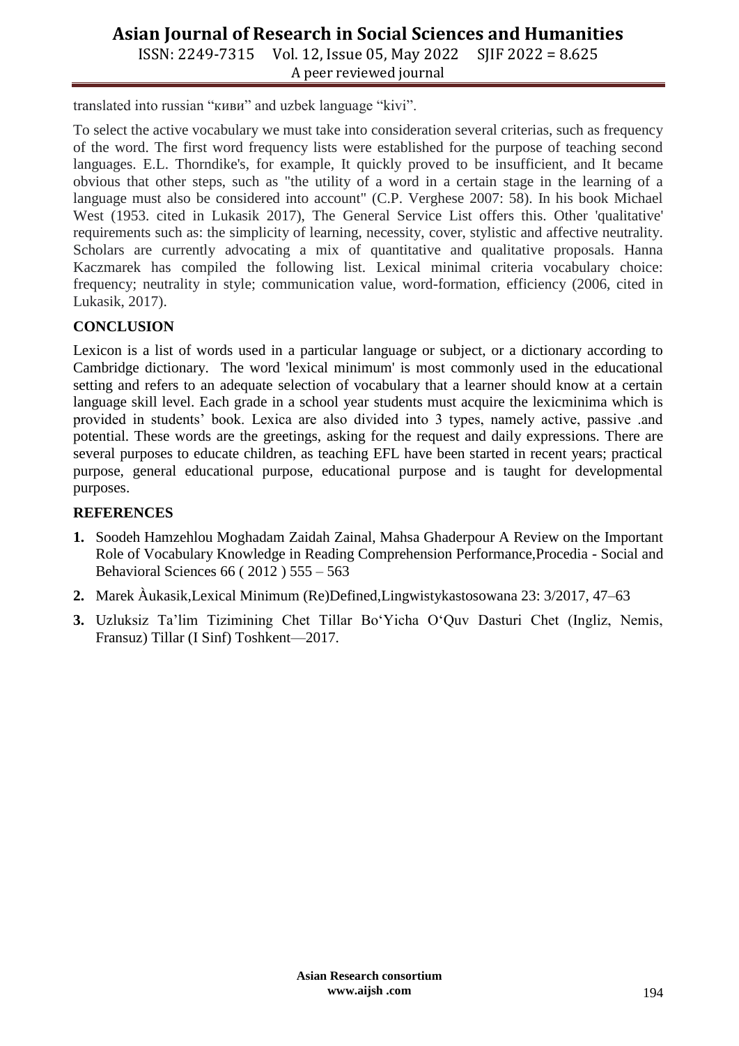translated into russian "киви" and uzbek language "kivi".

To select the active vocabulary we must take into consideration several criterias, such as frequency of the word. The first word frequency lists were established for the purpose of teaching second languages. E.L. Thorndike's, for example, It quickly proved to be insufficient, and It became obvious that other steps, such as "the utility of a word in a certain stage in the learning of a language must also be considered into account" (C.P. Verghese 2007: 58). In his book Michael West (1953. cited in Lukasik 2017), The General Service List offers this. Other 'qualitative' requirements such as: the simplicity of learning, necessity, cover, stylistic and affective neutrality. Scholars are currently advocating a mix of quantitative and qualitative proposals. Hanna Kaczmarek has compiled the following list. Lexical minimal criteria vocabulary choice: frequency; neutrality in style; communication value, word-formation, efficiency (2006, cited in Lukasik, 2017).

## CONCLUSION

Lexicon is a list of words used in a particular language or subject, or a dictionary according to Cambridge dictionary. The word 'lexical minimum' is most commonly used in the educational setting and refers to an adequate selection of vocabulary that a learner should know at a certain language skill level. Each grade in a school year students must acquire the lexicminima which is provided in students' book. Lexica are also divided into 3 types, namely active, passive .and potential. These words are the greetings, asking for the request and daily expressions. There are several purposes to educate children, as teaching EFL have been started in recent years; practical purpose, general educational purpose, educational purpose and is taught for developmental purposes.

## REFERENCES

1. Soodeh Hamzehlou Moghadam Zaidah Zainal, Mahsa Ghaderpour A Review on the Important Role of Vocabulary Knowledge in Reading Comprehension Performance,Procedia - Social and Behavioral Sciences 66 ( 2012 ) 555 – 563
2. Marek Àukasik,Lexical Minimum (Re)Defined,Lingwistykastosowana 23: 3/2017, 47–63
3. Uzluksiz Ta'lim Tizimining Chet Tillar Bo'Yicha O'Quv Dasturi Chet (Ingliz, Nemis, Fransuz) Tillar (I Sinf) Toshkent—2017.